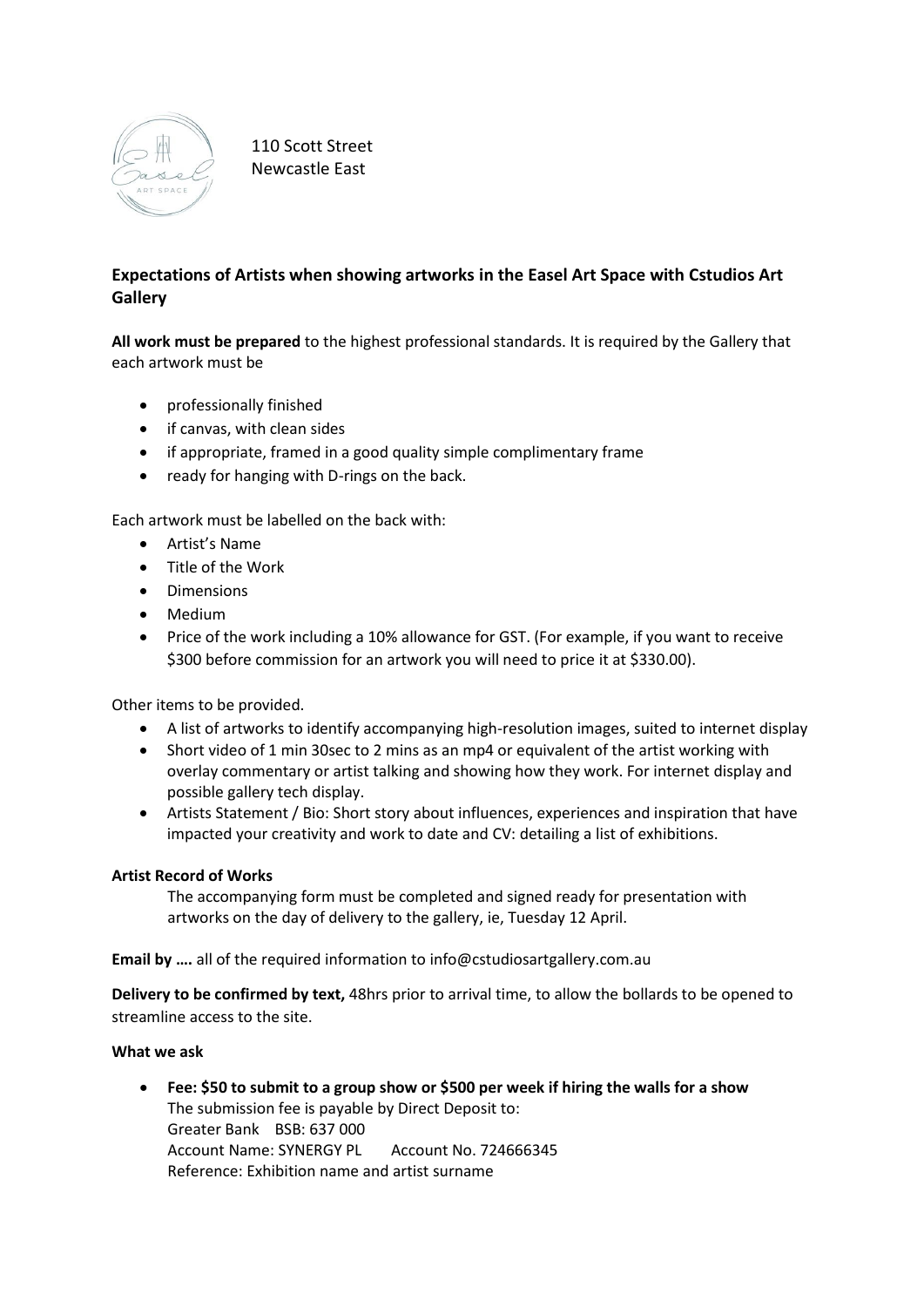110 Scott Street
Newcastle East

## Expectations of Artists when showing artworks in the Easel Art Space with Cstudios Art Gallery

**All work must be prepared** to the highest professional standards. It is required by the Gallery that each artwork must be

- professionally finished
- if canvas, with clean sides
- if appropriate, framed in a good quality simple complimentary frame
- ready for hanging with D-rings on the back.

Each artwork must be labelled on the back with:

- Artist's Name
- Title of the Work
- Dimensions
- Medium
- Price of the work including a 10% allowance for GST. (For example, if you want to receive $300 before commission for an artwork you will need to price it at $330.00).

Other items to be provided.

- A list of artworks to identify accompanying high-resolution images, suited to internet display
- Short video of 1 min 30sec to 2 mins as an mp4 or equivalent of the artist working with overlay commentary or artist talking and showing how they work. For internet display and possible gallery tech display.
- Artists Statement / Bio: Short story about influences, experiences and inspiration that have impacted your creativity and work to date and CV: detailing a list of exhibitions.

**Artist Record of Works**

The accompanying form must be completed and signed ready for presentation with artworks on the day of delivery to the gallery, ie, Tuesday 12 April.

**Email by ….** all of the required information to info@cstudiosartgallery.com.au

**Delivery to be confirmed by text,** 48hrs prior to arrival time, to allow the bollards to be opened to streamline access to the site.

**What we ask**

- **Fee: $50 to submit to a group show or $500 per week if hiring the walls for a show**
  The submission fee is payable by Direct Deposit to:
  Greater Bank BSB: 637 000
  Account Name: SYNERGY PL Account No. 724666345
  Reference: Exhibition name and artist surname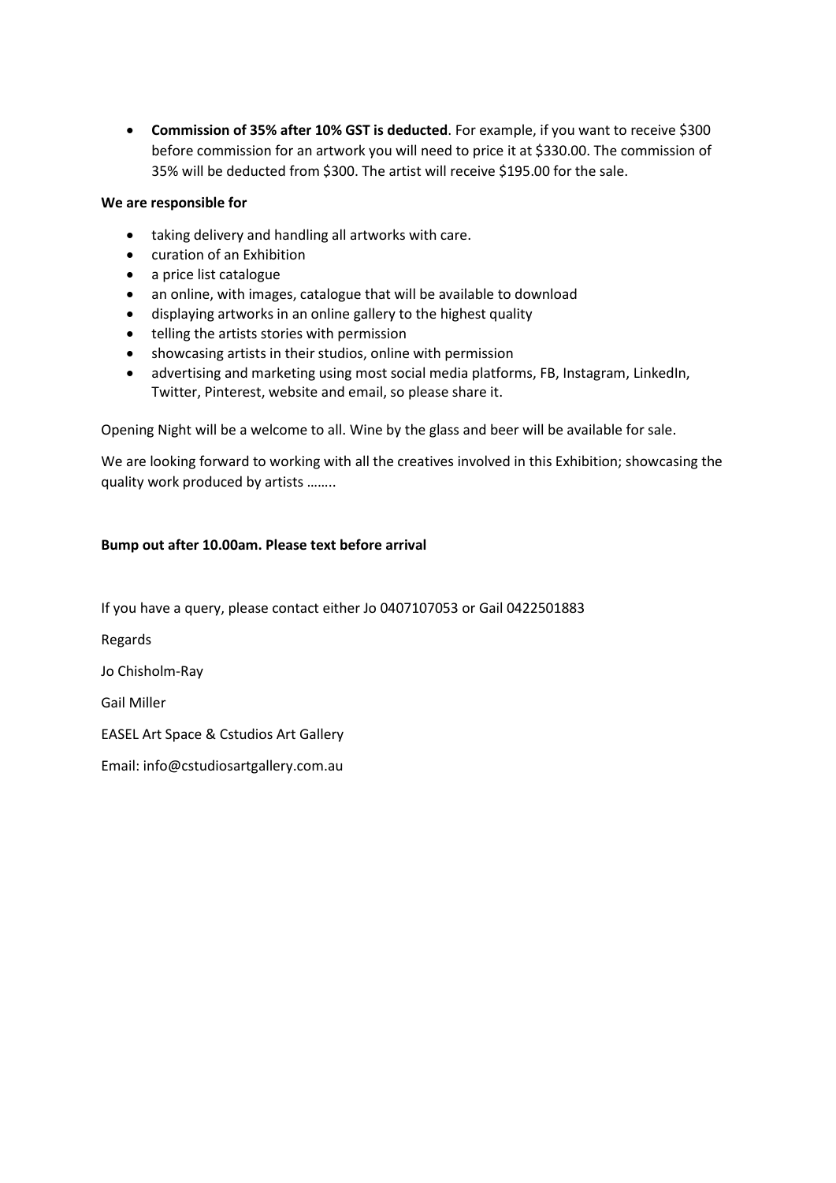- **Commission of 35% after 10% GST is deducted**. For example, if you want to receive $300 before commission for an artwork you will need to price it at $330.00. The commission of 35% will be deducted from $300. The artist will receive $195.00 for the sale.

**We are responsible for**

- taking delivery and handling all artworks with care.
- curation of an Exhibition
- a price list catalogue
- an online, with images, catalogue that will be available to download
- displaying artworks in an online gallery to the highest quality
- telling the artists stories with permission
- showcasing artists in their studios, online with permission
- advertising and marketing using most social media platforms, FB, Instagram, LinkedIn, Twitter, Pinterest, website and email, so please share it.

Opening Night will be a welcome to all. Wine by the glass and beer will be available for sale.

We are looking forward to working with all the creatives involved in this Exhibition; showcasing the quality work produced by artists ……..

**Bump out after 10.00am. Please text before arrival**

If you have a query, please contact either Jo 0407107053 or Gail 0422501883

Regards

Jo Chisholm-Ray

Gail Miller

EASEL Art Space & Cstudios Art Gallery

Email: info@cstudiosartgallery.com.au